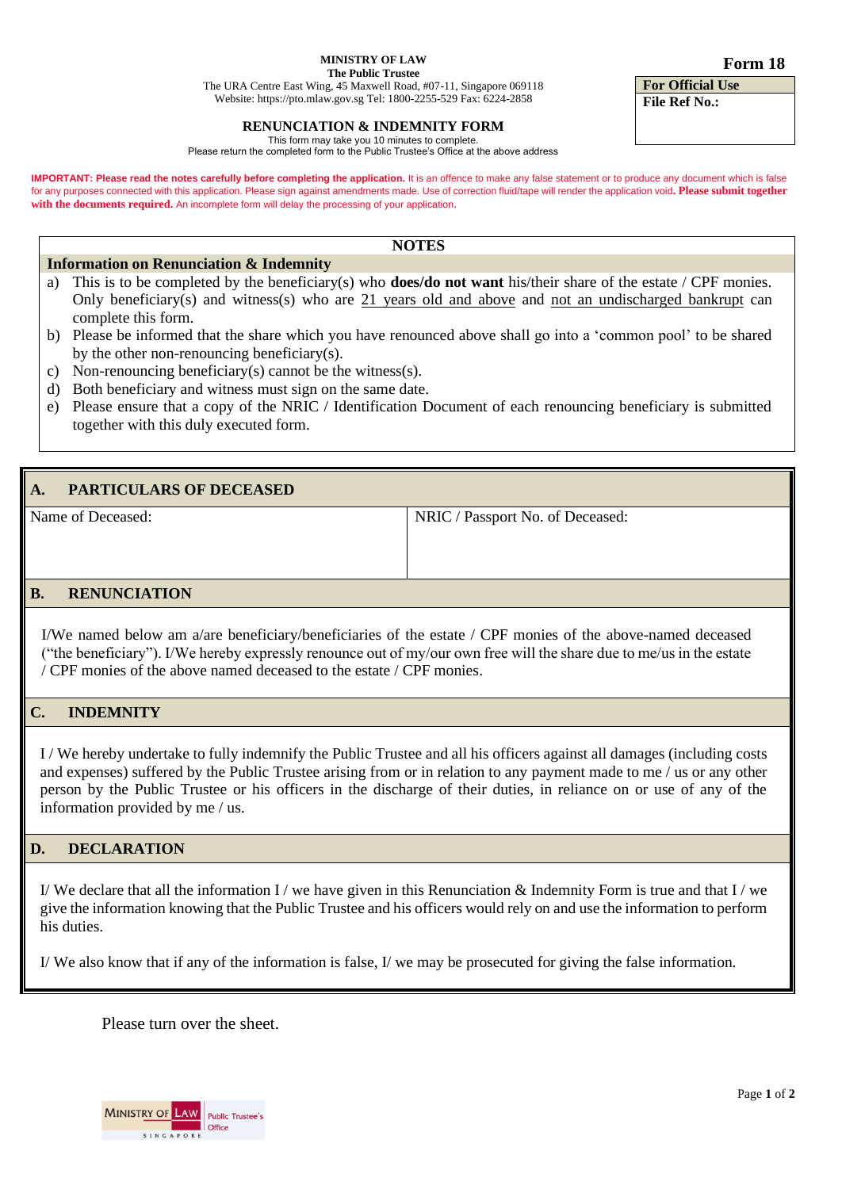**MINISTRY OF LAW**
**The Public Trustee**
The URA Centre East Wing, 45 Maxwell Road, #07-11, Singapore 069118
Website: https://pto.mlaw.gov.sg Tel: 1800-2255-529 Fax: 6224-2858

**Form 18**

| **For Official Use** |
|---|
| **File Ref No.:** |

## RENUNCIATION & INDEMNITY FORM

This form may take you 10 minutes to complete.
Please return the completed form to the Public Trustee's Office at the above address

**IMPORTANT: Please read the notes carefully before completing the application.** It is an offence to make any false statement or to produce any document which is false for any purposes connected with this application. Please sign against amendments made. Use of correction fluid/tape will render the application void**. Please submit together with the documents required.** An incomplete form will delay the processing of your application.

### NOTES

**Information on Renunciation & Indemnity**

a) This is to be completed by the beneficiary(s) who **does/do not want** his/their share of the estate / CPF monies. Only beneficiary(s) and witness(s) who are 21 years old and above and not an undischarged bankrupt can complete this form.
b) Please be informed that the share which you have renounced above shall go into a 'common pool' to be shared by the other non-renouncing beneficiary(s).
c) Non-renouncing beneficiary(s) cannot be the witness(s).
d) Both beneficiary and witness must sign on the same date.
e) Please ensure that a copy of the NRIC / Identification Document of each renouncing beneficiary is submitted together with this duly executed form.

### A. PARTICULARS OF DECEASED

| Name of Deceased: | NRIC / Passport No. of Deceased: |
|---|---|
| | |

### B. RENUNCIATION

I/We named below am a/are beneficiary/beneficiaries of the estate / CPF monies of the above-named deceased ("the beneficiary"). I/We hereby expressly renounce out of my/our own free will the share due to me/us in the estate / CPF monies of the above named deceased to the estate / CPF monies.

### C. INDEMNITY

I / We hereby undertake to fully indemnify the Public Trustee and all his officers against all damages (including costs and expenses) suffered by the Public Trustee arising from or in relation to any payment made to me / us or any other person by the Public Trustee or his officers in the discharge of their duties, in reliance on or use of any of the information provided by me / us.

### D. DECLARATION

I/ We declare that all the information I / we have given in this Renunciation & Indemnity Form is true and that I / we give the information knowing that the Public Trustee and his officers would rely on and use the information to perform his duties.

I/ We also know that if any of the information is false, I/ we may be prosecuted for giving the false information.

Please turn over the sheet.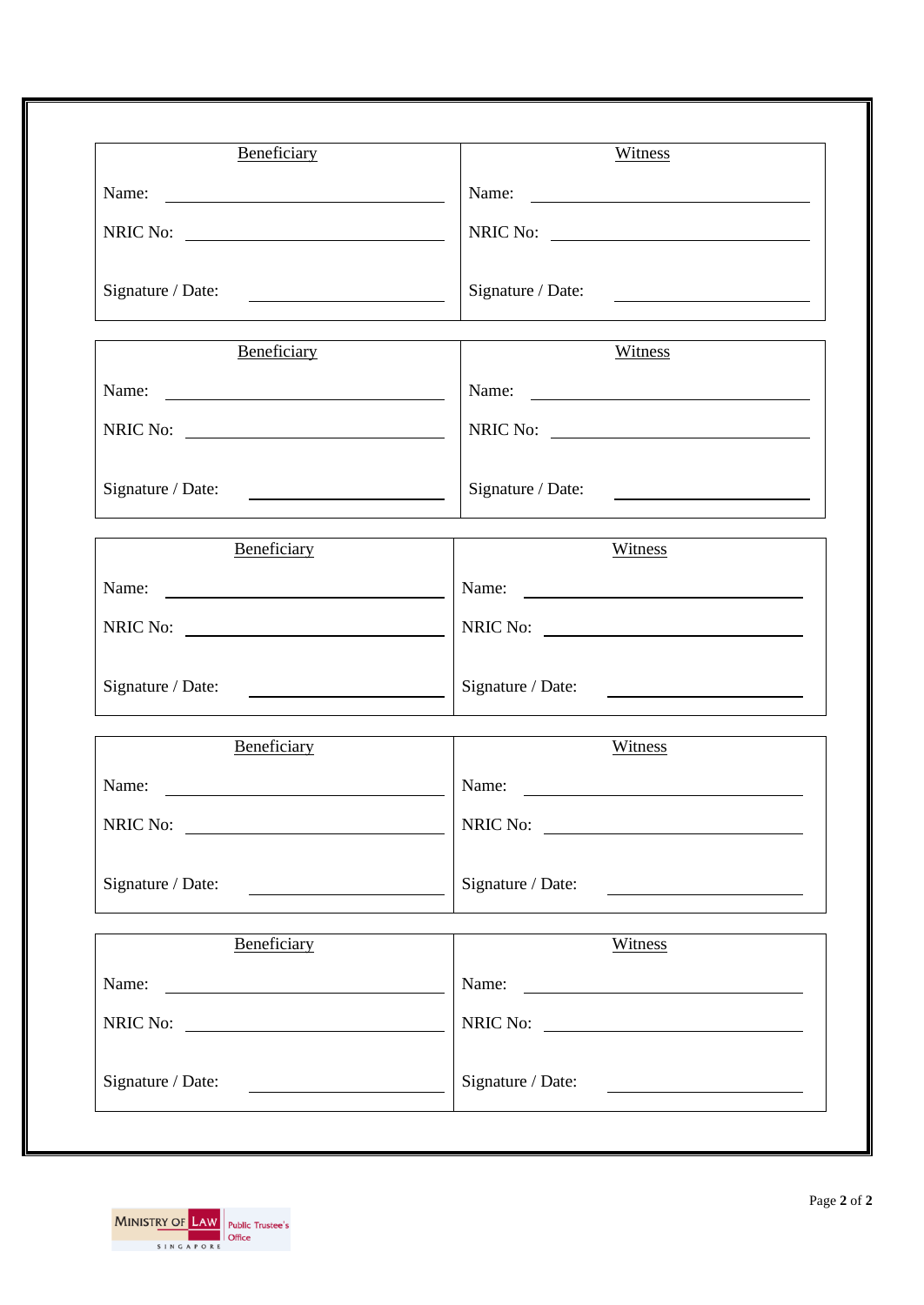| Beneficiary | Witness |
|---|---|
| Name: ______________________ | Name: ______________________ |
| NRIC No: ______________________ | NRIC No: ______________________ |
| Signature / Date: ______________________ | Signature / Date: ______________________ |

| Beneficiary | Witness |
|---|---|
| Name: ______________________ | Name: ______________________ |
| NRIC No: ______________________ | NRIC No: ______________________ |
| Signature / Date: ______________________ | Signature / Date: ______________________ |

| Beneficiary | Witness |
|---|---|
| Name: ______________________ | Name: ______________________ |
| NRIC No: ______________________ | NRIC No: ______________________ |
| Signature / Date: ______________________ | Signature / Date: ______________________ |

| Beneficiary | Witness |
|---|---|
| Name: ______________________ | Name: ______________________ |
| NRIC No: ______________________ | NRIC No: ______________________ |
| Signature / Date: ______________________ | Signature / Date: ______________________ |

| Beneficiary | Witness |
|---|---|
| Name: ______________________ | Name: ______________________ |
| NRIC No: ______________________ | NRIC No: ______________________ |
| Signature / Date: ______________________ | Signature / Date: ______________________ |

MINISTRY OF LAW SINGAPORE | Public Trustee's Office